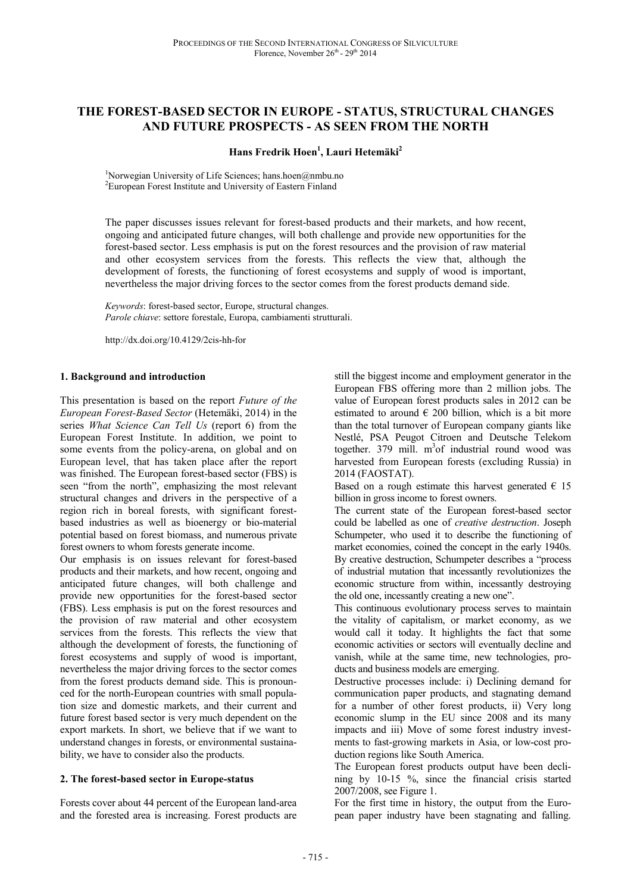# THE FOREST-BASED SECTOR IN EUROPE - STATUS, STRUCTURAL CHANGES AND FUTURE PROSPECTS - AS SEEN FROM THE NORTH

**Hans Fredrik Hoen[1], Lauri Hetemäki[2]**

[1]Norwegian University of Life Sciences; hans.hoen@nmbu.no
[2]European Forest Institute and University of Eastern Finland

The paper discusses issues relevant for forest-based products and their markets, and how recent, ongoing and anticipated future changes, will both challenge and provide new opportunities for the forest-based sector. Less emphasis is put on the forest resources and the provision of raw material and other ecosystem services from the forests. This reflects the view that, although the development of forests, the functioning of forest ecosystems and supply of wood is important, nevertheless the major driving forces to the sector comes from the forest products demand side.

*Keywords*: forest-based sector, Europe, structural changes.
*Parole chiave*: settore forestale, Europa, cambiamenti strutturali.

http://dx.doi.org/10.4129/2cis-hh-for

## 1. Background and introduction

This presentation is based on the report *Future of the European Forest-Based Sector* (Hetemäki, 2014) in the series *What Science Can Tell Us* (report 6) from the European Forest Institute. In addition, we point to some events from the policy-arena, on global and on European level, that has taken place after the report was finished. The European forest-based sector (FBS) is seen "from the north", emphasizing the most relevant structural changes and drivers in the perspective of a region rich in boreal forests, with significant forest-based industries as well as bioenergy or bio-material potential based on forest biomass, and numerous private forest owners to whom forests generate income.

Our emphasis is on issues relevant for forest-based products and their markets, and how recent, ongoing and anticipated future changes, will both challenge and provide new opportunities for the forest-based sector (FBS). Less emphasis is put on the forest resources and the provision of raw material and other ecosystem services from the forests. This reflects the view that although the development of forests, the functioning of forest ecosystems and supply of wood is important, nevertheless the major driving forces to the sector comes from the forest products demand side. This is pronounced for the north-European countries with small population size and domestic markets, and their current and future forest based sector is very much dependent on the export markets. In short, we believe that if we want to understand changes in forests, or environmental sustainability, we have to consider also the products.

## 2. The forest-based sector in Europe-status

Forests cover about 44 percent of the European land-area and the forested area is increasing. Forest products are still the biggest income and employment generator in the European FBS offering more than 2 million jobs. The value of European forest products sales in 2012 can be estimated to around € 200 billion, which is a bit more than the total turnover of European company giants like Nestlé, PSA Peugot Citroen and Deutsche Telekom together. 379 mill. $m^3$of industrial round wood was harvested from European forests (excluding Russia) in 2014 (FAOSTAT).

Based on a rough estimate this harvest generated € 15 billion in gross income to forest owners.

The current state of the European forest-based sector could be labelled as one of *creative destruction*. Joseph Schumpeter, who used it to describe the functioning of market economies, coined the concept in the early 1940s. By creative destruction, Schumpeter describes a "process of industrial mutation that incessantly revolutionizes the economic structure from within, incessantly destroying the old one, incessantly creating a new one".

This continuous evolutionary process serves to maintain the vitality of capitalism, or market economy, as we would call it today. It highlights the fact that some economic activities or sectors will eventually decline and vanish, while at the same time, new technologies, products and business models are emerging.

Destructive processes include: i) Declining demand for communication paper products, and stagnating demand for a number of other forest products, ii) Very long economic slump in the EU since 2008 and its many impacts and iii) Move of some forest industry investments to fast-growing markets in Asia, or low-cost production regions like South America.

The European forest products output have been declining by 10-15 %, since the financial crisis started 2007/2008, see Figure 1.

For the first time in history, the output from the European paper industry have been stagnating and falling.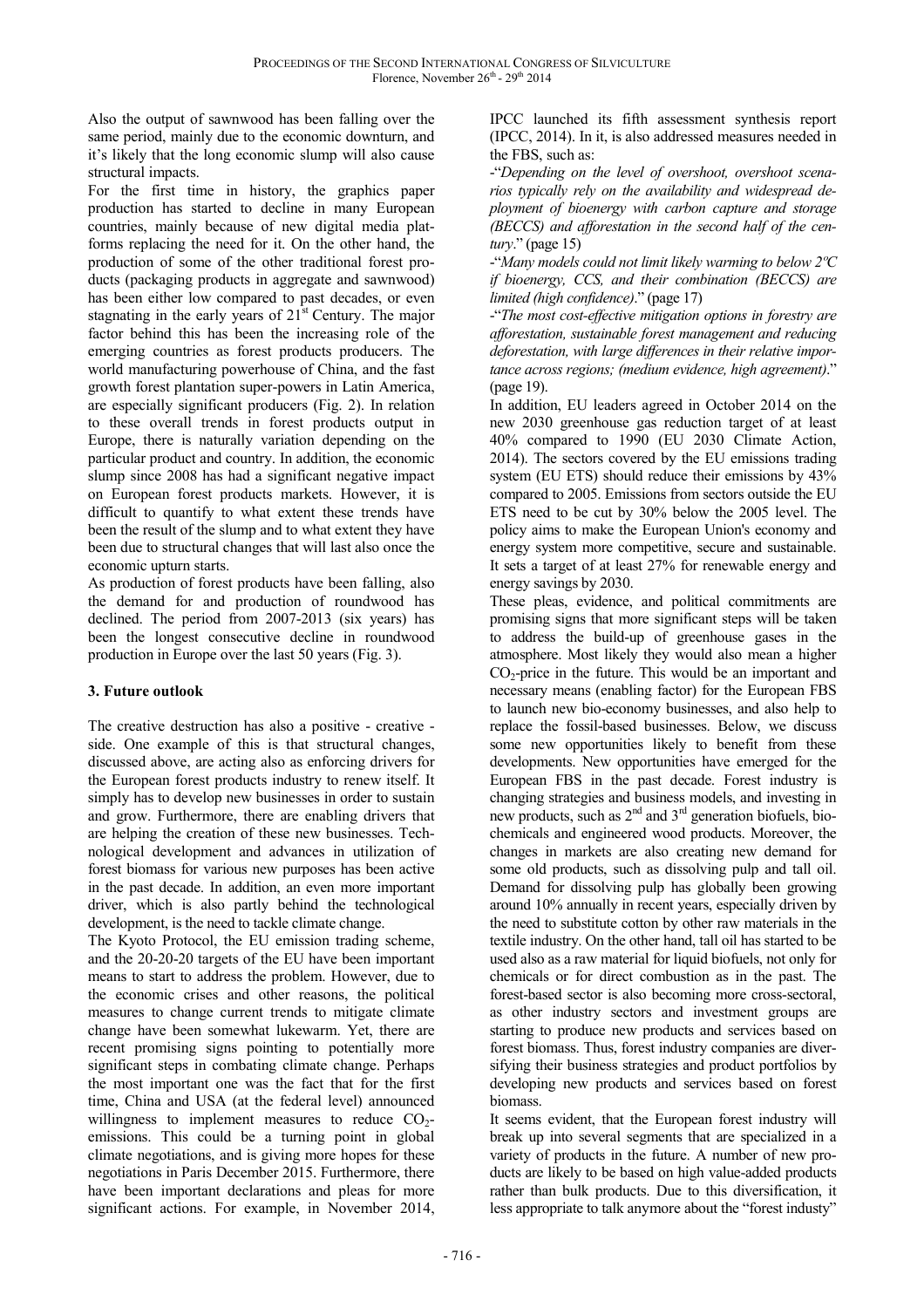Also the output of sawnwood has been falling over the same period, mainly due to the economic downturn, and it's likely that the long economic slump will also cause structural impacts.

For the first time in history, the graphics paper production has started to decline in many European countries, mainly because of new digital media platforms replacing the need for it. On the other hand, the production of some of the other traditional forest products (packaging products in aggregate and sawnwood) has been either low compared to past decades, or even stagnating in the early years of 21st Century. The major factor behind this has been the increasing role of the emerging countries as forest products producers. The world manufacturing powerhouse of China, and the fast growth forest plantation super-powers in Latin America, are especially significant producers (Fig. 2). In relation to these overall trends in forest products output in Europe, there is naturally variation depending on the particular product and country. In addition, the economic slump since 2008 has had a significant negative impact on European forest products markets. However, it is difficult to quantify to what extent these trends have been the result of the slump and to what extent they have been due to structural changes that will last also once the economic upturn starts.

As production of forest products have been falling, also the demand for and production of roundwood has declined. The period from 2007-2013 (six years) has been the longest consecutive decline in roundwood production in Europe over the last 50 years (Fig. 3).

## 3. Future outlook

The creative destruction has also a positive - creative - side. One example of this is that structural changes, discussed above, are acting also as enforcing drivers for the European forest products industry to renew itself. It simply has to develop new businesses in order to sustain and grow. Furthermore, there are enabling drivers that are helping the creation of these new businesses. Technological development and advances in utilization of forest biomass for various new purposes has been active in the past decade. In addition, an even more important driver, which is also partly behind the technological development, is the need to tackle climate change.

The Kyoto Protocol, the EU emission trading scheme, and the 20-20-20 targets of the EU have been important means to start to address the problem. However, due to the economic crises and other reasons, the political measures to change current trends to mitigate climate change have been somewhat lukewarm. Yet, there are recent promising signs pointing to potentially more significant steps in combating climate change. Perhaps the most important one was the fact that for the first time, China and USA (at the federal level) announced willingness to implement measures to reduce $CO_2$-emissions. This could be a turning point in global climate negotiations, and is giving more hopes for these negotiations in Paris December 2015. Furthermore, there have been important declarations and pleas for more significant actions. For example, in November 2014, IPCC launched its fifth assessment synthesis report (IPCC, 2014). In it, is also addressed measures needed in the FBS, such as:

-"*Depending on the level of overshoot, overshoot scenarios typically rely on the availability and widespread deployment of bioenergy with carbon capture and storage (BECCS) and afforestation in the second half of the century*." (page 15)

-"*Many models could not limit likely warming to below 2ºC if bioenergy, CCS, and their combination (BECCS) are limited (high confidence).*" (page 17)

-"*The most cost-effective mitigation options in forestry are afforestation, sustainable forest management and reducing deforestation, with large differences in their relative importance across regions; (medium evidence, high agreement).*" (page 19).

In addition, EU leaders agreed in October 2014 on the new 2030 greenhouse gas reduction target of at least 40% compared to 1990 (EU 2030 Climate Action, 2014). The sectors covered by the EU emissions trading system (EU ETS) should reduce their emissions by 43% compared to 2005. Emissions from sectors outside the EU ETS need to be cut by 30% below the 2005 level. The policy aims to make the European Union's economy and energy system more competitive, secure and sustainable. It sets a target of at least 27% for renewable energy and energy savings by 2030.

These pleas, evidence, and political commitments are promising signs that more significant steps will be taken to address the build-up of greenhouse gases in the atmosphere. Most likely they would also mean a higher $CO_2$-price in the future. This would be an important and necessary means (enabling factor) for the European FBS to launch new bio-economy businesses, and also help to replace the fossil-based businesses. Below, we discuss some new opportunities likely to benefit from these developments. New opportunities have emerged for the European FBS in the past decade. Forest industry is changing strategies and business models, and investing in new products, such as 2nd and 3rd generation biofuels, biochemicals and engineered wood products. Moreover, the changes in markets are also creating new demand for some old products, such as dissolving pulp and tall oil. Demand for dissolving pulp has globally been growing around 10% annually in recent years, especially driven by the need to substitute cotton by other raw materials in the textile industry. On the other hand, tall oil has started to be used also as a raw material for liquid biofuels, not only for chemicals or for direct combustion as in the past. The forest-based sector is also becoming more cross-sectoral, as other industry sectors and investment groups are starting to produce new products and services based on forest biomass. Thus, forest industry companies are diversifying their business strategies and product portfolios by developing new products and services based on forest biomass.

It seems evident, that the European forest industry will break up into several segments that are specialized in a variety of products in the future. A number of new products are likely to be based on high value-added products rather than bulk products. Due to this diversification, it less appropriate to talk anymore about the "forest industy"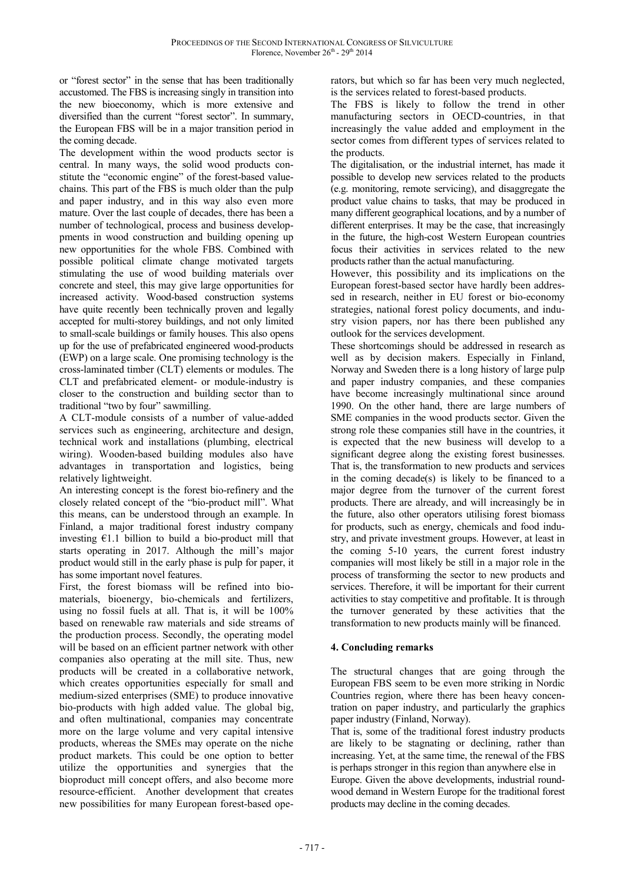or "forest sector" in the sense that has been traditionally accustomed. The FBS is increasing singly in transition into the new bioeconomy, which is more extensive and diversified than the current "forest sector". In summary, the European FBS will be in a major transition period in the coming decade.

The development within the wood products sector is central. In many ways, the solid wood products constitute the "economic engine" of the forest-based value-chains. This part of the FBS is much older than the pulp and paper industry, and in this way also even more mature. Over the last couple of decades, there has been a number of technological, process and business developments in wood construction and building opening up new opportunities for the whole FBS. Combined with possible political climate change motivated targets stimulating the use of wood building materials over concrete and steel, this may give large opportunities for increased activity. Wood-based construction systems have quite recently been technically proven and legally accepted for multi-storey buildings, and not only limited to small-scale buildings or family houses. This also opens up for the use of prefabricated engineered wood-products (EWP) on a large scale. One promising technology is the cross-laminated timber (CLT) elements or modules. The CLT and prefabricated element- or module-industry is closer to the construction and building sector than to traditional "two by four" sawmilling.

A CLT-module consists of a number of value-added services such as engineering, architecture and design, technical work and installations (plumbing, electrical wiring). Wooden-based building modules also have advantages in transportation and logistics, being relatively lightweight.

An interesting concept is the forest bio-refinery and the closely related concept of the "bio-product mill". What this means, can be understood through an example. In Finland, a major traditional forest industry company investing €1.1 billion to build a bio-product mill that starts operating in 2017. Although the mill's major product would still in the early phase is pulp for paper, it has some important novel features.

First, the forest biomass will be refined into bio-materials, bioenergy, bio-chemicals and fertilizers, using no fossil fuels at all. That is, it will be 100% based on renewable raw materials and side streams of the production process. Secondly, the operating model will be based on an efficient partner network with other companies also operating at the mill site. Thus, new products will be created in a collaborative network, which creates opportunities especially for small and medium-sized enterprises (SME) to produce innovative bio-products with high added value. The global big, and often multinational, companies may concentrate more on the large volume and very capital intensive products, whereas the SMEs may operate on the niche product markets. This could be one option to better utilize the opportunities and synergies that the bioproduct mill concept offers, and also become more resource-efficient. Another development that creates new possibilities for many European forest-based operators, but which so far has been very much neglected, is the services related to forest-based products.

The FBS is likely to follow the trend in other manufacturing sectors in OECD-countries, in that increasingly the value added and employment in the sector comes from different types of services related to the products.

The digitalisation, or the industrial internet, has made it possible to develop new services related to the products (e.g. monitoring, remote servicing), and disaggregate the product value chains to tasks, that may be produced in many different geographical locations, and by a number of different enterprises. It may be the case, that increasingly in the future, the high-cost Western European countries focus their activities in services related to the new products rather than the actual manufacturing.

However, this possibility and its implications on the European forest-based sector have hardly been addressed in research, neither in EU forest or bio-economy strategies, national forest policy documents, and industry vision papers, nor has there been published any outlook for the services development.

These shortcomings should be addressed in research as well as by decision makers. Especially in Finland, Norway and Sweden there is a long history of large pulp and paper industry companies, and these companies have become increasingly multinational since around 1990. On the other hand, there are large numbers of SME companies in the wood products sector. Given the strong role these companies still have in the countries, it is expected that the new business will develop to a significant degree along the existing forest businesses. That is, the transformation to new products and services in the coming decade(s) is likely to be financed to a major degree from the turnover of the current forest products. There are already, and will increasingly be in the future, also other operators utilising forest biomass for products, such as energy, chemicals and food industry, and private investment groups. However, at least in the coming 5-10 years, the current forest industry companies will most likely be still in a major role in the process of transforming the sector to new products and services. Therefore, it will be important for their current activities to stay competitive and profitable. It is through the turnover generated by these activities that the transformation to new products mainly will be financed.

## 4. Concluding remarks

The structural changes that are going through the European FBS seem to be even more striking in Nordic Countries region, where there has been heavy concentration on paper industry, and particularly the graphics paper industry (Finland, Norway).

That is, some of the traditional forest industry products are likely to be stagnating or declining, rather than increasing. Yet, at the same time, the renewal of the FBS is perhaps stronger in this region than anywhere else in Europe. Given the above developments, industrial roundwood demand in Western Europe for the traditional forest products may decline in the coming decades.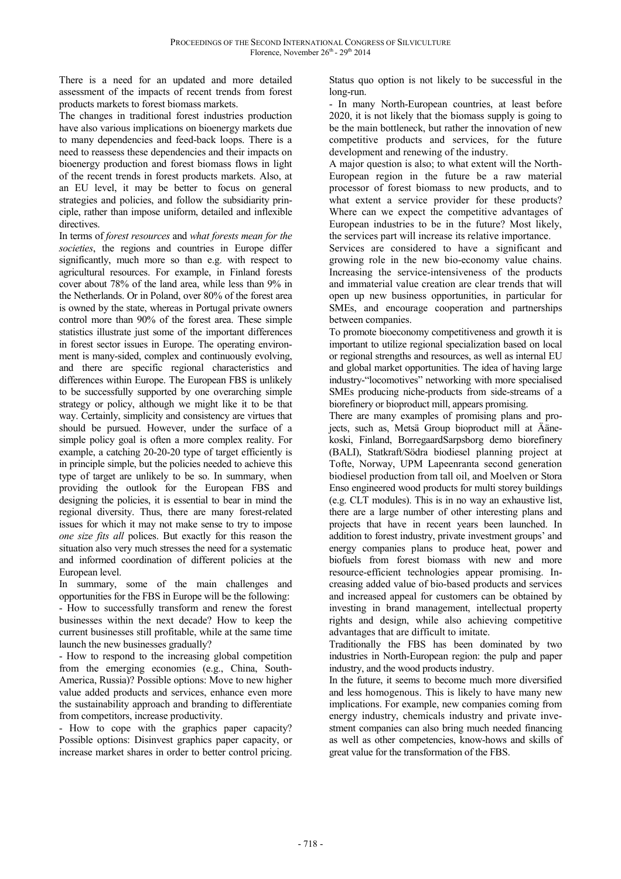There is a need for an updated and more detailed assessment of the impacts of recent trends from forest products markets to forest biomass markets.

The changes in traditional forest industries production have also various implications on bioenergy markets due to many dependencies and feed-back loops. There is a need to reassess these dependencies and their impacts on bioenergy production and forest biomass flows in light of the recent trends in forest products markets. Also, at an EU level, it may be better to focus on general strategies and policies, and follow the subsidiarity principle, rather than impose uniform, detailed and inflexible directives.

In terms of *forest resources* and *what forests mean for the societies*, the regions and countries in Europe differ significantly, much more so than e.g. with respect to agricultural resources. For example, in Finland forests cover about 78% of the land area, while less than 9% in the Netherlands. Or in Poland, over 80% of the forest area is owned by the state, whereas in Portugal private owners control more than 90% of the forest area. These simple statistics illustrate just some of the important differences in forest sector issues in Europe. The operating environment is many-sided, complex and continuously evolving, and there are specific regional characteristics and differences within Europe. The European FBS is unlikely to be successfully supported by one overarching simple strategy or policy, although we might like it to be that way. Certainly, simplicity and consistency are virtues that should be pursued. However, under the surface of a simple policy goal is often a more complex reality. For example, a catching 20-20-20 type of target efficiently is in principle simple, but the policies needed to achieve this type of target are unlikely to be so. In summary, when providing the outlook for the European FBS and designing the policies, it is essential to bear in mind the regional diversity. Thus, there are many forest-related issues for which it may not make sense to try to impose *one size fits all* polices. But exactly for this reason the situation also very much stresses the need for a systematic and informed coordination of different policies at the European level.

In summary, some of the main challenges and opportunities for the FBS in Europe will be the following:

- How to successfully transform and renew the forest businesses within the next decade? How to keep the current businesses still profitable, while at the same time launch the new businesses gradually?
- How to respond to the increasing global competition from the emerging economies (e.g., China, South-America, Russia)? Possible options: Move to new higher value added products and services, enhance even more the sustainability approach and branding to differentiate from competitors, increase productivity.
- How to cope with the graphics paper capacity? Possible options: Disinvest graphics paper capacity, or increase market shares in order to better control pricing. Status quo option is not likely to be successful in the long-run.
- In many North-European countries, at least before 2020, it is not likely that the biomass supply is going to be the main bottleneck, but rather the innovation of new competitive products and services, for the future development and renewing of the industry.

A major question is also; to what extent will the North-European region in the future be a raw material processor of forest biomass to new products, and to what extent a service provider for these products? Where can we expect the competitive advantages of European industries to be in the future? Most likely, the services part will increase its relative importance.

Services are considered to have a significant and growing role in the new bio-economy value chains. Increasing the service-intensiveness of the products and immaterial value creation are clear trends that will open up new business opportunities, in particular for SMEs, and encourage cooperation and partnerships between companies.

To promote bioeconomy competitiveness and growth it is important to utilize regional specialization based on local or regional strengths and resources, as well as internal EU and global market opportunities. The idea of having large industry-"locomotives" networking with more specialised SMEs producing niche-products from side-streams of a biorefinery or bioproduct mill, appears promising.

There are many examples of promising plans and projects, such as, Metsä Group bioproduct mill at Äänekoski, Finland, BorregaardSarpsborg demo biorefinery (BALI), Statkraft/Södra biodiesel planning project at Tofte, Norway, UPM Lapeenranta second generation biodiesel production from tall oil, and Moelven or Stora Enso engineered wood products for multi storey buildings (e.g. CLT modules). This is in no way an exhaustive list, there are a large number of other interesting plans and projects that have in recent years been launched. In addition to forest industry, private investment groups' and energy companies plans to produce heat, power and biofuels from forest biomass with new and more resource-efficient technologies appear promising. Increasing added value of bio-based products and services and increased appeal for customers can be obtained by investing in brand management, intellectual property rights and design, while also achieving competitive advantages that are difficult to imitate.

Traditionally the FBS has been dominated by two industries in North-European region: the pulp and paper industry, and the wood products industry.

In the future, it seems to become much more diversified and less homogenous. This is likely to have many new implications. For example, new companies coming from energy industry, chemicals industry and private investment companies can also bring much needed financing as well as other competencies, know-hows and skills of great value for the transformation of the FBS.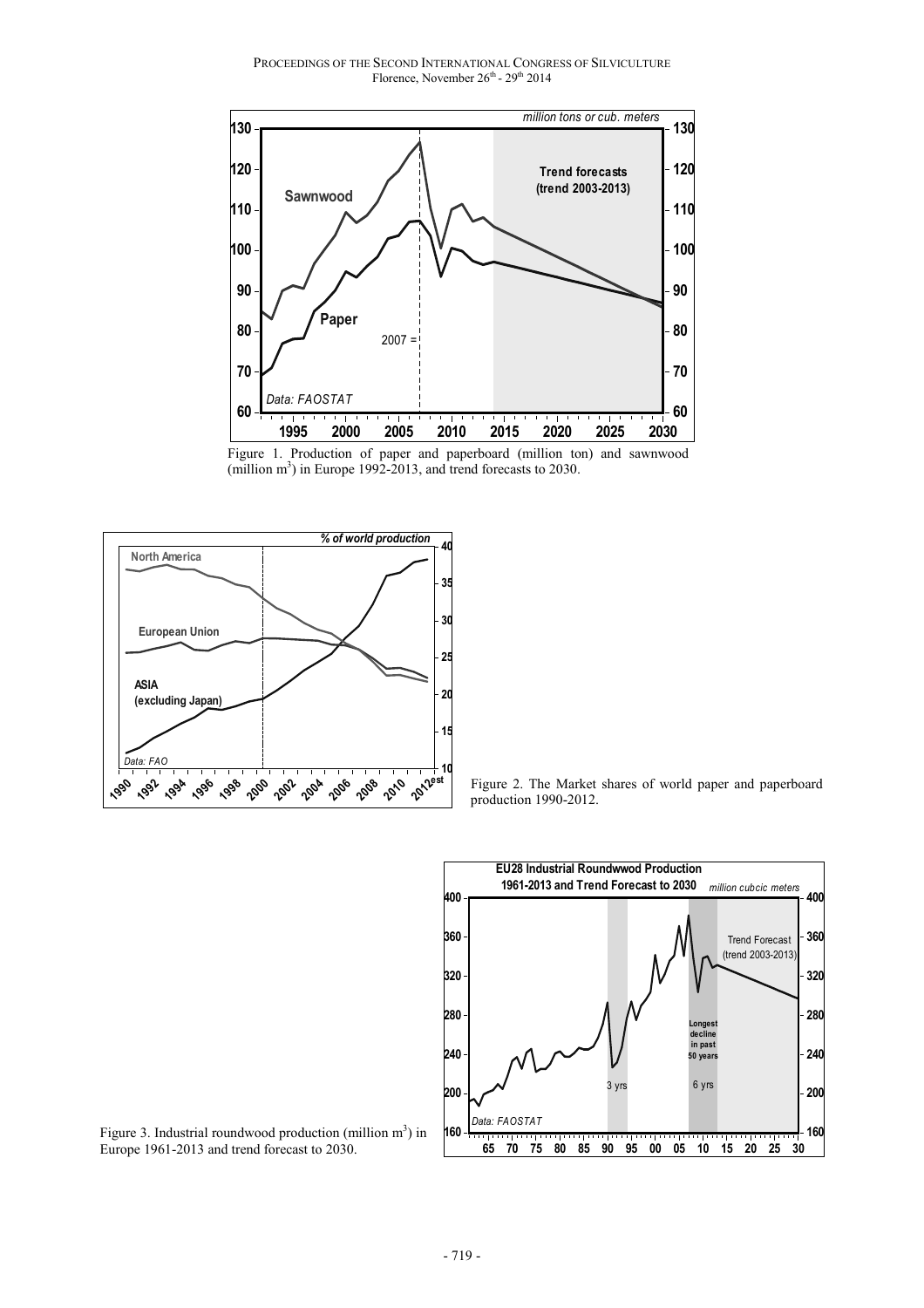Figure 1. Production of paper and paperboard (million ton) and sawnwood (million $m^3$) in Europe 1992-2013, and trend forecasts to 2030.

Figure 2. The Market shares of world paper and paperboard production 1990-2012.

Figure 3. Industrial roundwood production (million $m^3$) in Europe 1961-2013 and trend forecast to 2030.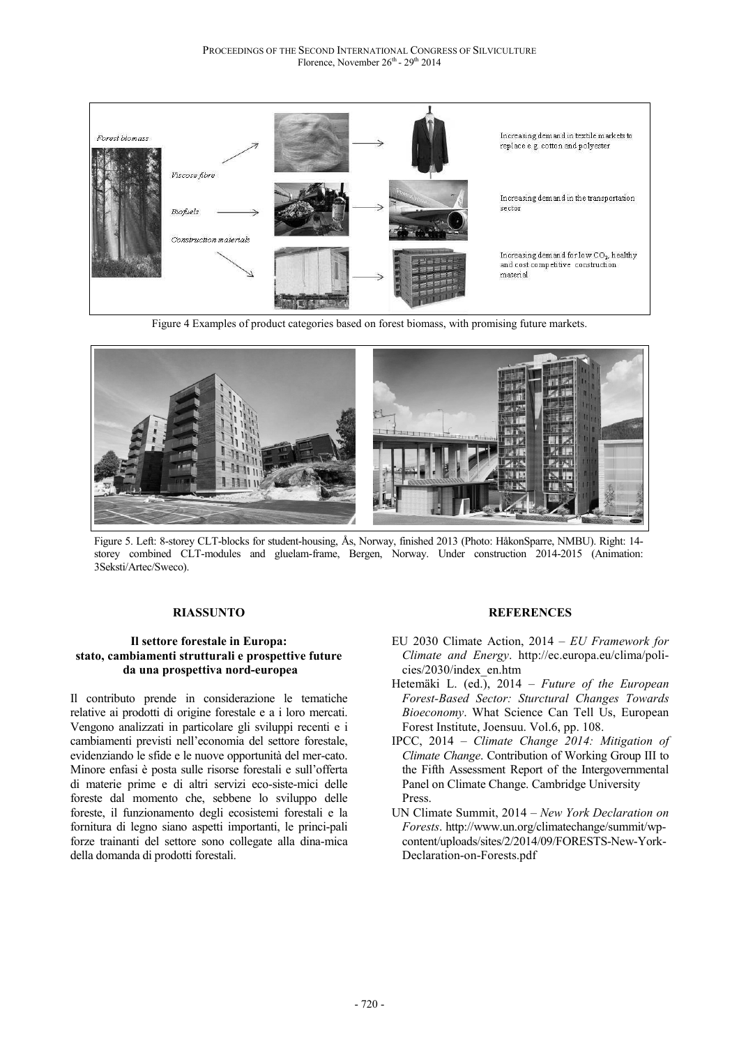Forest biomass

Viscose fibre

Biofuels

Construction materials

Increasing demand in textile markets to replace e.g. cotton and polyester

Increasing demand in the transportation sector

Increasing demand for low $CO_2$, healthy and cost competitive construction material

Figure 4 Examples of product categories based on forest biomass, with promising future markets.

Figure 5. Left: 8-storey CLT-blocks for student-housing, Ås, Norway, finished 2013 (Photo: HåkonSparre, NMBU). Right: 14-storey combined CLT-modules and gluelam-frame, Bergen, Norway. Under construction 2014-2015 (Animation: 3Seksti/Artec/Sweco).

## RIASSUNTO

### Il settore forestale in Europa: stato, cambiamenti strutturali e prospettive future da una prospettiva nord-europea

Il contributo prende in considerazione le tematiche relative ai prodotti di origine forestale e a i loro mercati. Vengono analizzati in particolare gli sviluppi recenti e i cambiamenti previsti nell'economia del settore forestale, evidenziando le sfide e le nuove opportunità del mer-cato. Minore enfasi è posta sulle risorse forestali e sull'offerta di materie prime e di altri servizi eco-siste-mici delle foreste dal momento che, sebbene lo sviluppo delle foreste, il funzionamento degli ecosistemi forestali e la fornitura di legno siano aspetti importanti, le princi-pali forze trainanti del settore sono collegate alla dina-mica della domanda di prodotti forestali.

## REFERENCES

EU 2030 Climate Action, 2014 – *EU Framework for Climate and Energy*. http://ec.europa.eu/clima/policies/2030/index_en.htm

Hetemäki L. (ed.), 2014 – *Future of the European Forest-Based Sector: Sturctural Changes Towards Bioeconomy*. What Science Can Tell Us, European Forest Institute, Joensuu. Vol.6, pp. 108.

IPCC, 2014 – *Climate Change 2014: Mitigation of Climate Change*. Contribution of Working Group III to the Fifth Assessment Report of the Intergovernmental Panel on Climate Change. Cambridge University Press.

UN Climate Summit, 2014 – *New York Declaration on Forests*. http://www.un.org/climatechange/summit/wp-content/uploads/sites/2/2014/09/FORESTS-New-York-Declaration-on-Forests.pdf